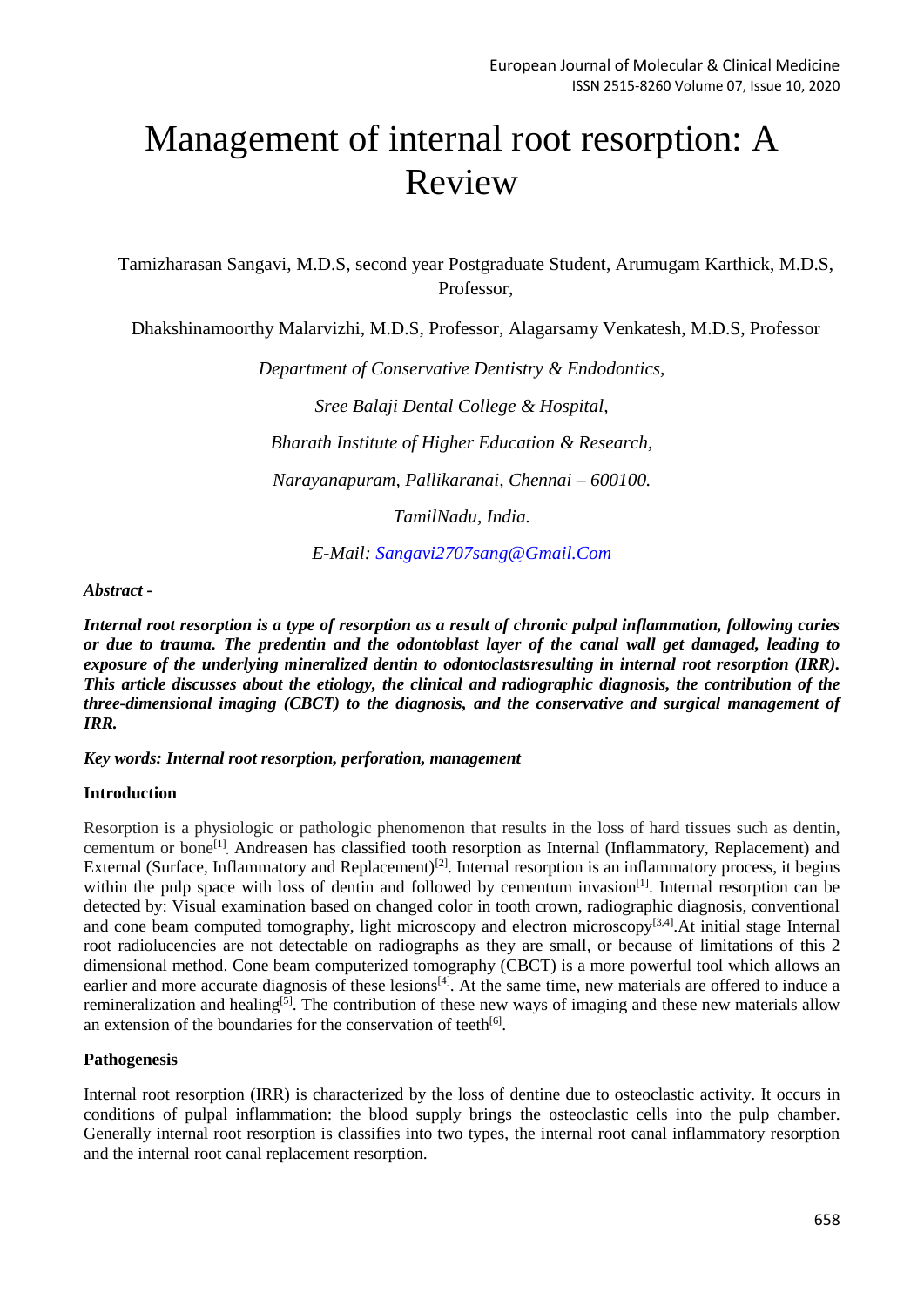# Management of internal root resorption: A Review

Tamizharasan Sangavi, M.D.S, second year Postgraduate Student, Arumugam Karthick, M.D.S, Professor,

Dhakshinamoorthy Malarvizhi, M.D.S, Professor, Alagarsamy Venkatesh, M.D.S, Professor

*Department of Conservative Dentistry & Endodontics,*

*Sree Balaji Dental College & Hospital,*

*Bharath Institute of Higher Education & Research,*

*Narayanapuram, Pallikaranai, Chennai – 600100.*

*TamilNadu, India.*

*E-Mail: Sangavi2707sang@Gmail.Com*

***Abstract -***

***Internal root resorption is a type of resorption as a result of chronic pulpal inflammation, following caries or due to trauma. The predentin and the odontoblast layer of the canal wall get damaged, leading to exposure of the underlying mineralized dentin to odontoclastsresulting in internal root resorption (IRR). This article discusses about the etiology, the clinical and radiographic diagnosis, the contribution of the three-dimensional imaging (CBCT) to the diagnosis, and the conservative and surgical management of IRR.***

***Key words: Internal root resorption, perforation, management***

**Introduction**

Resorption is a physiologic or pathologic phenomenon that results in the loss of hard tissues such as dentin, cementum or bone[1]. Andreasen has classified tooth resorption as Internal (Inflammatory, Replacement) and External (Surface, Inflammatory and Replacement)[2]. Internal resorption is an inflammatory process, it begins within the pulp space with loss of dentin and followed by cementum invasion[1]. Internal resorption can be detected by: Visual examination based on changed color in tooth crown, radiographic diagnosis, conventional and cone beam computed tomography, light microscopy and electron microscopy[3,4].At initial stage Internal root radiolucencies are not detectable on radiographs as they are small, or because of limitations of this 2 dimensional method. Cone beam computerized tomography (CBCT) is a more powerful tool which allows an earlier and more accurate diagnosis of these lesions[4]. At the same time, new materials are offered to induce a remineralization and healing[5]. The contribution of these new ways of imaging and these new materials allow an extension of the boundaries for the conservation of teeth[6].

**Pathogenesis**

Internal root resorption (IRR) is characterized by the loss of dentine due to osteoclastic activity. It occurs in conditions of pulpal inflammation: the blood supply brings the osteoclastic cells into the pulp chamber. Generally internal root resorption is classifies into two types, the internal root canal inflammatory resorption and the internal root canal replacement resorption.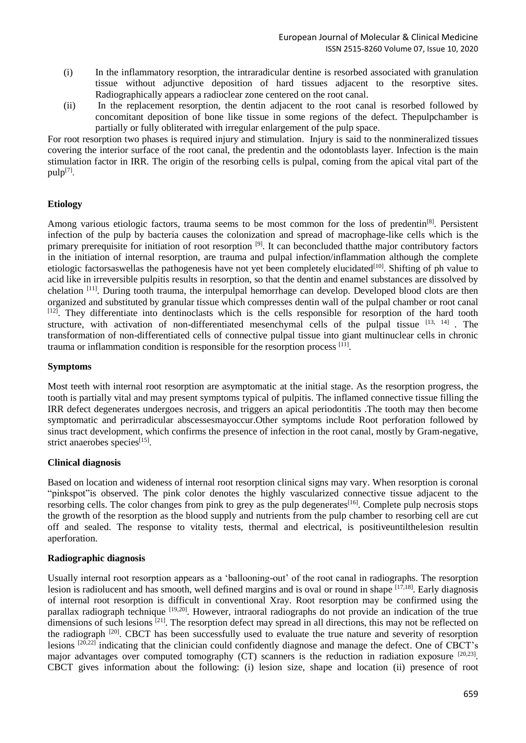(i) In the inflammatory resorption, the intraradicular dentine is resorbed associated with granulation tissue without adjunctive deposition of hard tissues adjacent to the resorptive sites. Radiographically appears a radioclear zone centered on the root canal.

(ii) In the replacement resorption, the dentin adjacent to the root canal is resorbed followed by concomitant deposition of bone like tissue in some regions of the defect. Thepulpchamber is partially or fully obliterated with irregular enlargement of the pulp space.

For root resorption two phases is required injury and stimulation. Injury is said to the nonmineralized tissues covering the interior surface of the root canal, the predentin and the odontoblasts layer. Infection is the main stimulation factor in IRR. The origin of the resorbing cells is pulpal, coming from the apical vital part of the pulp[7].

## Etiology

Among various etiologic factors, trauma seems to be most common for the loss of predentin[8]. Persistent infection of the pulp by bacteria causes the colonization and spread of macrophage-like cells which is the primary prerequisite for initiation of root resorption [9]. It can beconcluded thatthe major contributory factors in the initiation of internal resorption, are trauma and pulpal infection/inflammation although the complete etiologic factorsaswellas the pathogenesis have not yet been completely elucidated[10]. Shifting of ph value to acid like in irreversible pulpitis results in resorption, so that the dentin and enamel substances are dissolved by chelation [11]. During tooth trauma, the interpulpal hemorrhage can develop. Developed blood clots are then organized and substituted by granular tissue which compresses dentin wall of the pulpal chamber or root canal [12]. They differentiate into dentinoclasts which is the cells responsible for resorption of the hard tooth structure, with activation of non-differentiated mesenchymal cells of the pulpal tissue [13, 14] . The transformation of non-differentiated cells of connective pulpal tissue into giant multinuclear cells in chronic trauma or inflammation condition is responsible for the resorption process [11].

## Symptoms

Most teeth with internal root resorption are asymptomatic at the initial stage. As the resorption progress, the tooth is partially vital and may present symptoms typical of pulpitis. The inflamed connective tissue filling the IRR defect degenerates undergoes necrosis, and triggers an apical periodontitis .The tooth may then become symptomatic and perirradicular abscessesmayoccur.Other symptoms include Root perforation followed by sinus tract development, which confirms the presence of infection in the root canal, mostly by Gram-negative, strict anaerobes species[15].

## Clinical diagnosis

Based on location and wideness of internal root resorption clinical signs may vary. When resorption is coronal "pinkspot"is observed. The pink color denotes the highly vascularized connective tissue adjacent to the resorbing cells. The color changes from pink to grey as the pulp degenerates[16]. Complete pulp necrosis stops the growth of the resorption as the blood supply and nutrients from the pulp chamber to resorbing cell are cut off and sealed. The response to vitality tests, thermal and electrical, is positiveuntilthelesion resultin aperforation.

## Radiographic diagnosis

Usually internal root resorption appears as a 'ballooning-out' of the root canal in radiographs. The resorption lesion is radiolucent and has smooth, well defined margins and is oval or round in shape [17,18]. Early diagnosis of internal root resorption is difficult in conventional Xray. Root resorption may be confirmed using the parallax radiograph technique [19,20]. However, intraoral radiographs do not provide an indication of the true dimensions of such lesions [21]. The resorption defect may spread in all directions, this may not be reflected on the radiograph [20]. CBCT has been successfully used to evaluate the true nature and severity of resorption lesions [20,22] indicating that the clinician could confidently diagnose and manage the defect. One of CBCT's major advantages over computed tomography (CT) scanners is the reduction in radiation exposure [20,23]. CBCT gives information about the following: (i) lesion size, shape and location (ii) presence of root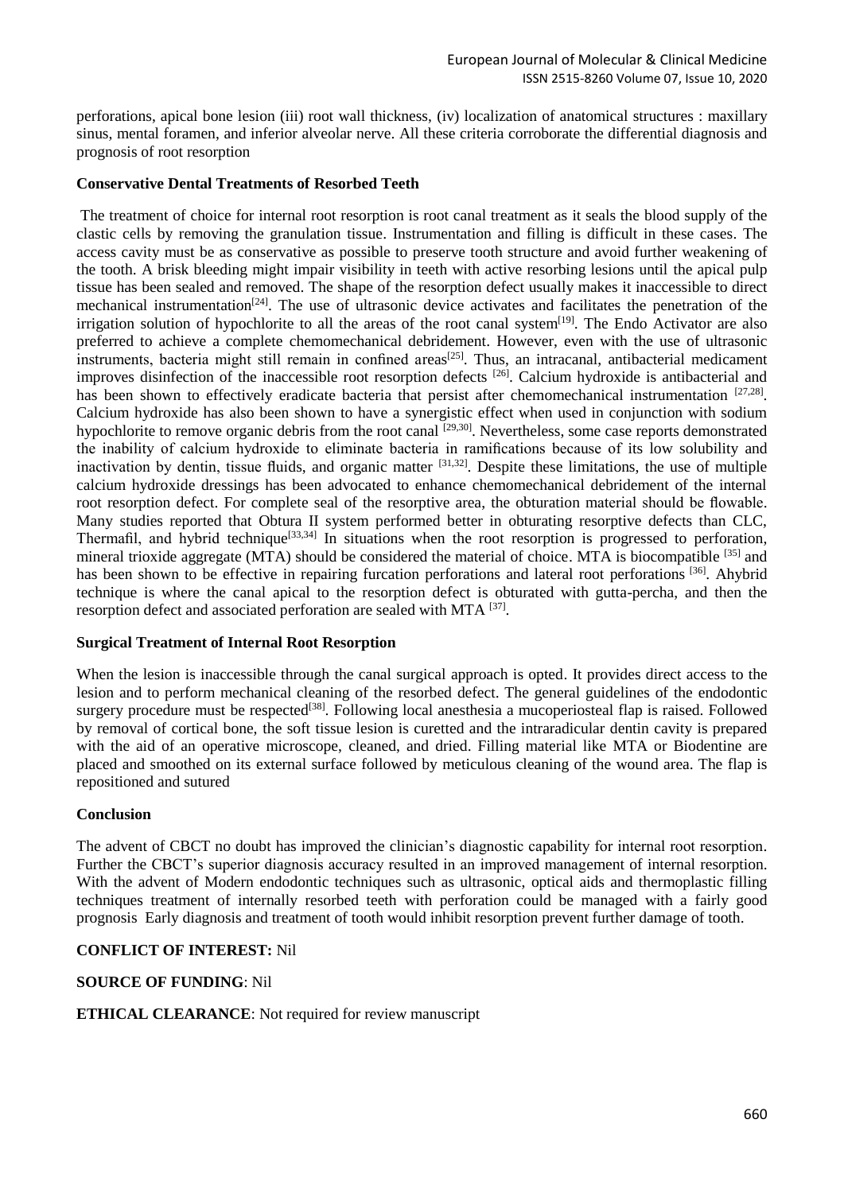perforations, apical bone lesion (iii) root wall thickness, (iv) localization of anatomical structures : maxillary sinus, mental foramen, and inferior alveolar nerve. All these criteria corroborate the differential diagnosis and prognosis of root resorption

**Conservative Dental Treatments of Resorbed Teeth**

The treatment of choice for internal root resorption is root canal treatment as it seals the blood supply of the clastic cells by removing the granulation tissue. Instrumentation and filling is difficult in these cases. The access cavity must be as conservative as possible to preserve tooth structure and avoid further weakening of the tooth. A brisk bleeding might impair visibility in teeth with active resorbing lesions until the apical pulp tissue has been sealed and removed. The shape of the resorption defect usually makes it inaccessible to direct mechanical instrumentation[24]. The use of ultrasonic device activates and facilitates the penetration of the irrigation solution of hypochlorite to all the areas of the root canal system[19]. The Endo Activator are also preferred to achieve a complete chemomechanical debridement. However, even with the use of ultrasonic instruments, bacteria might still remain in confined areas[25]. Thus, an intracanal, antibacterial medicament improves disinfection of the inaccessible root resorption defects [26]. Calcium hydroxide is antibacterial and has been shown to effectively eradicate bacteria that persist after chemomechanical instrumentation [27,28]. Calcium hydroxide has also been shown to have a synergistic effect when used in conjunction with sodium hypochlorite to remove organic debris from the root canal [29,30]. Nevertheless, some case reports demonstrated the inability of calcium hydroxide to eliminate bacteria in ramifications because of its low solubility and inactivation by dentin, tissue fluids, and organic matter [31,32]. Despite these limitations, the use of multiple calcium hydroxide dressings has been advocated to enhance chemomechanical debridement of the internal root resorption defect. For complete seal of the resorptive area, the obturation material should be flowable. Many studies reported that Obtura II system performed better in obturating resorptive defects than CLC, Thermafil, and hybrid technique[33,34] In situations when the root resorption is progressed to perforation, mineral trioxide aggregate (MTA) should be considered the material of choice. MTA is biocompatible [35] and has been shown to be effective in repairing furcation perforations and lateral root perforations [36]. Ahybrid technique is where the canal apical to the resorption defect is obturated with gutta-percha, and then the resorption defect and associated perforation are sealed with MTA [37].

**Surgical Treatment of Internal Root Resorption**

When the lesion is inaccessible through the canal surgical approach is opted. It provides direct access to the lesion and to perform mechanical cleaning of the resorbed defect. The general guidelines of the endodontic surgery procedure must be respected[38]. Following local anesthesia a mucoperiosteal flap is raised. Followed by removal of cortical bone, the soft tissue lesion is curetted and the intraradicular dentin cavity is prepared with the aid of an operative microscope, cleaned, and dried. Filling material like MTA or Biodentine are placed and smoothed on its external surface followed by meticulous cleaning of the wound area. The flap is repositioned and sutured

**Conclusion**

The advent of CBCT no doubt has improved the clinician's diagnostic capability for internal root resorption. Further the CBCT's superior diagnosis accuracy resulted in an improved management of internal resorption. With the advent of Modern endodontic techniques such as ultrasonic, optical aids and thermoplastic filling techniques treatment of internally resorbed teeth with perforation could be managed with a fairly good prognosis Early diagnosis and treatment of tooth would inhibit resorption prevent further damage of tooth.

**CONFLICT OF INTEREST:** Nil

**SOURCE OF FUNDING**: Nil

**ETHICAL CLEARANCE**: Not required for review manuscript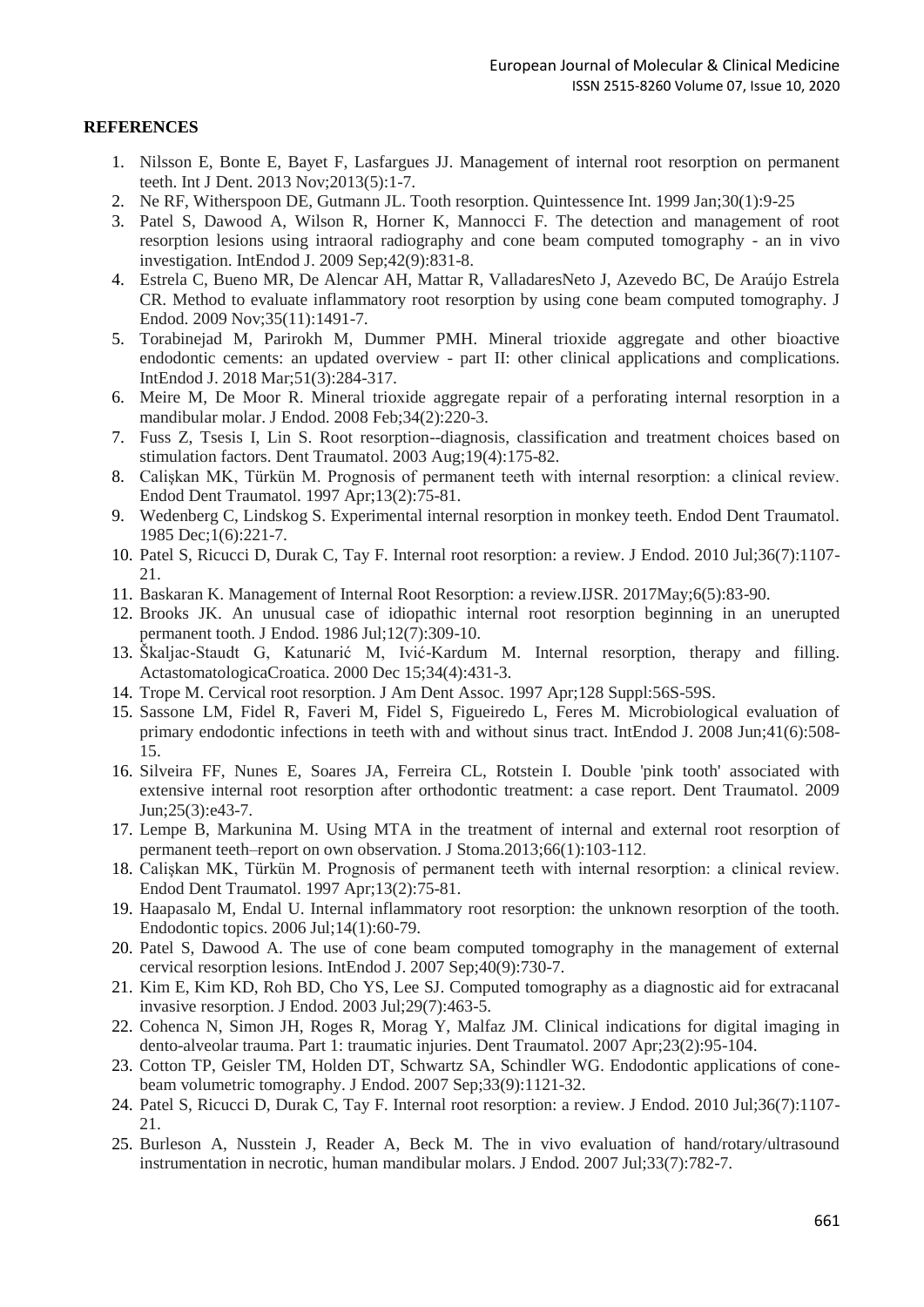**REFERENCES**

1. Nilsson E, Bonte E, Bayet F, Lasfargues JJ. Management of internal root resorption on permanent teeth. Int J Dent. 2013 Nov;2013(5):1-7.
2. Ne RF, Witherspoon DE, Gutmann JL. Tooth resorption. Quintessence Int. 1999 Jan;30(1):9-25
3. Patel S, Dawood A, Wilson R, Horner K, Mannocci F. The detection and management of root resorption lesions using intraoral radiography and cone beam computed tomography - an in vivo investigation. IntEndod J. 2009 Sep;42(9):831-8.
4. Estrela C, Bueno MR, De Alencar AH, Mattar R, ValladaresNeto J, Azevedo BC, De Araújo Estrela CR. Method to evaluate inflammatory root resorption by using cone beam computed tomography. J Endod. 2009 Nov;35(11):1491-7.
5. Torabinejad M, Parirokh M, Dummer PMH. Mineral trioxide aggregate and other bioactive endodontic cements: an updated overview - part II: other clinical applications and complications. IntEndod J. 2018 Mar;51(3):284-317.
6. Meire M, De Moor R. Mineral trioxide aggregate repair of a perforating internal resorption in a mandibular molar. J Endod. 2008 Feb;34(2):220-3.
7. Fuss Z, Tsesis I, Lin S. Root resorption--diagnosis, classification and treatment choices based on stimulation factors. Dent Traumatol. 2003 Aug;19(4):175-82.
8. Calişkan MK, Türkün M. Prognosis of permanent teeth with internal resorption: a clinical review. Endod Dent Traumatol. 1997 Apr;13(2):75-81.
9. Wedenberg C, Lindskog S. Experimental internal resorption in monkey teeth. Endod Dent Traumatol. 1985 Dec;1(6):221-7.
10. Patel S, Ricucci D, Durak C, Tay F. Internal root resorption: a review. J Endod. 2010 Jul;36(7):1107-21.
11. Baskaran K. Management of Internal Root Resorption: a review.IJSR. 2017May;6(5):83-90.
12. Brooks JK. An unusual case of idiopathic internal root resorption beginning in an unerupted permanent tooth. J Endod. 1986 Jul;12(7):309-10.
13. Škaljac-Staudt G, Katunarić M, Ivić-Kardum M. Internal resorption, therapy and filling. ActastomatologicaCroatica. 2000 Dec 15;34(4):431-3.
14. Trope M. Cervical root resorption. J Am Dent Assoc. 1997 Apr;128 Suppl:56S-59S.
15. Sassone LM, Fidel R, Faveri M, Fidel S, Figueiredo L, Feres M. Microbiological evaluation of primary endodontic infections in teeth with and without sinus tract. IntEndod J. 2008 Jun;41(6):508-15.
16. Silveira FF, Nunes E, Soares JA, Ferreira CL, Rotstein I. Double 'pink tooth' associated with extensive internal root resorption after orthodontic treatment: a case report. Dent Traumatol. 2009 Jun;25(3):e43-7.
17. Lempe B, Markunina M. Using MTA in the treatment of internal and external root resorption of permanent teeth–report on own observation. J Stoma.2013;66(1):103-112.
18. Calişkan MK, Türkün M. Prognosis of permanent teeth with internal resorption: a clinical review. Endod Dent Traumatol. 1997 Apr;13(2):75-81.
19. Haapasalo M, Endal U. Internal inflammatory root resorption: the unknown resorption of the tooth. Endodontic topics. 2006 Jul;14(1):60-79.
20. Patel S, Dawood A. The use of cone beam computed tomography in the management of external cervical resorption lesions. IntEndod J. 2007 Sep;40(9):730-7.
21. Kim E, Kim KD, Roh BD, Cho YS, Lee SJ. Computed tomography as a diagnostic aid for extracanal invasive resorption. J Endod. 2003 Jul;29(7):463-5.
22. Cohenca N, Simon JH, Roges R, Morag Y, Malfaz JM. Clinical indications for digital imaging in dento-alveolar trauma. Part 1: traumatic injuries. Dent Traumatol. 2007 Apr;23(2):95-104.
23. Cotton TP, Geisler TM, Holden DT, Schwartz SA, Schindler WG. Endodontic applications of cone-beam volumetric tomography. J Endod. 2007 Sep;33(9):1121-32.
24. Patel S, Ricucci D, Durak C, Tay F. Internal root resorption: a review. J Endod. 2010 Jul;36(7):1107-21.
25. Burleson A, Nusstein J, Reader A, Beck M. The in vivo evaluation of hand/rotary/ultrasound instrumentation in necrotic, human mandibular molars. J Endod. 2007 Jul;33(7):782-7.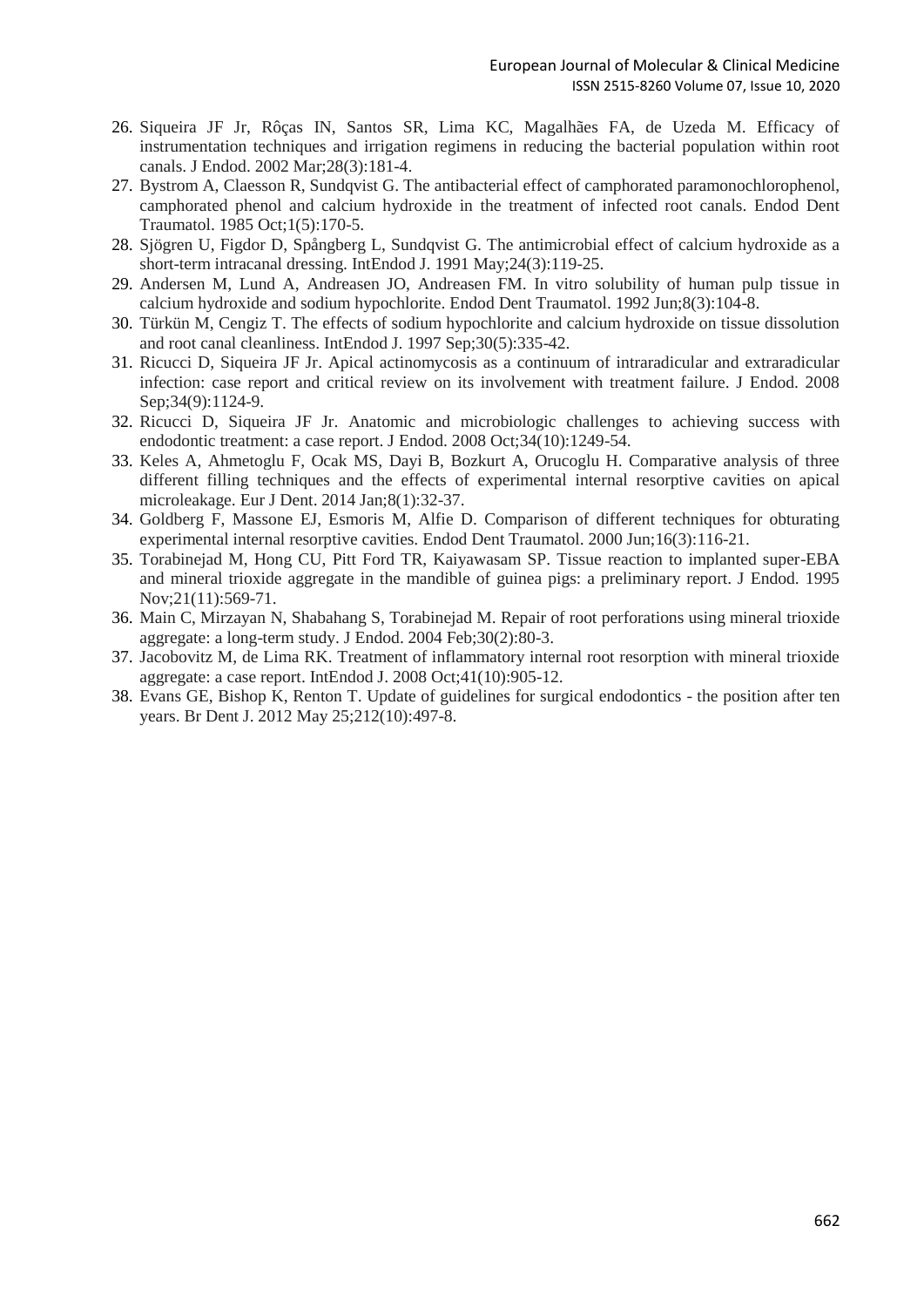26. Siqueira JF Jr, Rôças IN, Santos SR, Lima KC, Magalhães FA, de Uzeda M. Efficacy of instrumentation techniques and irrigation regimens in reducing the bacterial population within root canals. J Endod. 2002 Mar;28(3):181-4.
27. Bystrom A, Claesson R, Sundqvist G. The antibacterial effect of camphorated paramonochlorophenol, camphorated phenol and calcium hydroxide in the treatment of infected root canals. Endod Dent Traumatol. 1985 Oct;1(5):170-5.
28. Sjögren U, Figdor D, Spångberg L, Sundqvist G. The antimicrobial effect of calcium hydroxide as a short-term intracanal dressing. IntEndod J. 1991 May;24(3):119-25.
29. Andersen M, Lund A, Andreasen JO, Andreasen FM. In vitro solubility of human pulp tissue in calcium hydroxide and sodium hypochlorite. Endod Dent Traumatol. 1992 Jun;8(3):104-8.
30. Türkün M, Cengiz T. The effects of sodium hypochlorite and calcium hydroxide on tissue dissolution and root canal cleanliness. IntEndod J. 1997 Sep;30(5):335-42.
31. Ricucci D, Siqueira JF Jr. Apical actinomycosis as a continuum of intraradicular and extraradicular infection: case report and critical review on its involvement with treatment failure. J Endod. 2008 Sep;34(9):1124-9.
32. Ricucci D, Siqueira JF Jr. Anatomic and microbiologic challenges to achieving success with endodontic treatment: a case report. J Endod. 2008 Oct;34(10):1249-54.
33. Keles A, Ahmetoglu F, Ocak MS, Dayi B, Bozkurt A, Orucoglu H. Comparative analysis of three different filling techniques and the effects of experimental internal resorptive cavities on apical microleakage. Eur J Dent. 2014 Jan;8(1):32-37.
34. Goldberg F, Massone EJ, Esmoris M, Alfie D. Comparison of different techniques for obturating experimental internal resorptive cavities. Endod Dent Traumatol. 2000 Jun;16(3):116-21.
35. Torabinejad M, Hong CU, Pitt Ford TR, Kaiyawasam SP. Tissue reaction to implanted super-EBA and mineral trioxide aggregate in the mandible of guinea pigs: a preliminary report. J Endod. 1995 Nov;21(11):569-71.
36. Main C, Mirzayan N, Shabahang S, Torabinejad M. Repair of root perforations using mineral trioxide aggregate: a long-term study. J Endod. 2004 Feb;30(2):80-3.
37. Jacobovitz M, de Lima RK. Treatment of inflammatory internal root resorption with mineral trioxide aggregate: a case report. IntEndod J. 2008 Oct;41(10):905-12.
38. Evans GE, Bishop K, Renton T. Update of guidelines for surgical endodontics - the position after ten years. Br Dent J. 2012 May 25;212(10):497-8.